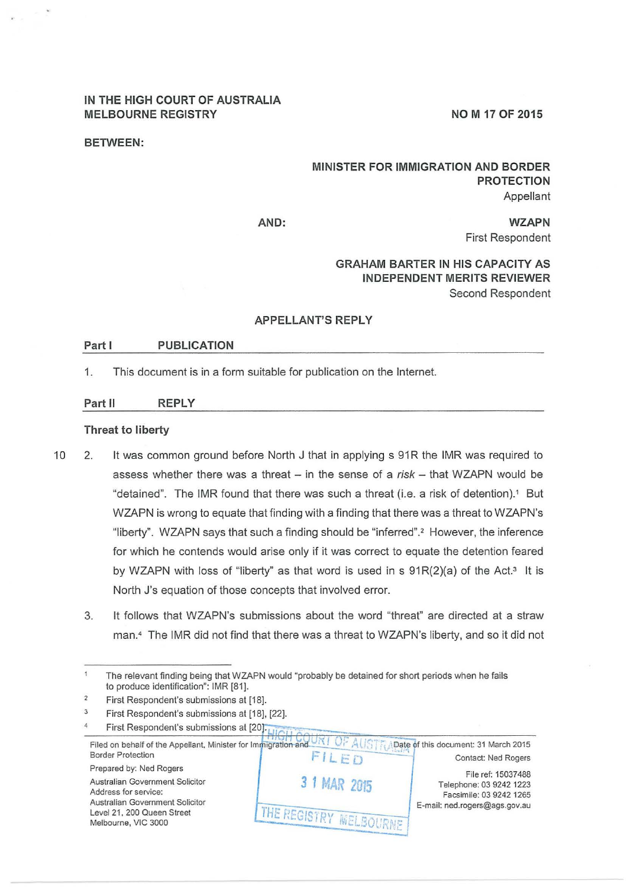**IN THE HIGH COURT OF AUSTRALIA**
**MELBOURNE REGISTRY**

**NO M 17 OF 2015**

**BETWEEN:**

**MINISTER FOR IMMIGRATION AND BORDER PROTECTION**
Appellant

**AND:**

**WZAPN**
First Respondent

**GRAHAM BARTER IN HIS CAPACITY AS INDEPENDENT MERITS REVIEWER**
Second Respondent

**APPELLANT'S REPLY**

## Part I PUBLICATION

1. This document is in a form suitable for publication on the Internet.

## Part II REPLY

### Threat to liberty

2. It was common ground before North J that in applying s 91R the IMR was required to assess whether there was a threat – in the sense of a *risk* – that WZAPN would be "detained". The IMR found that there was such a threat (i.e. a risk of detention).[1] But WZAPN is wrong to equate that finding with a finding that there was a threat to WZAPN's "liberty". WZAPN says that such a finding should be "inferred".[2] However, the inference for which he contends would arise only if it was correct to equate the detention feared by WZAPN with loss of "liberty" as that word is used in s 91R(2)(a) of the Act.[3] It is North J's equation of those concepts that involved error.

3. It follows that WZAPN's submissions about the word "threat" are directed at a straw man.[4] The IMR did not find that there was a threat to WZAPN's liberty, and so it did not

---

[1] The relevant finding being that WZAPN would "probably be detained for short periods when he fails to produce identification": IMR [81].

[2] First Respondent's submissions at [18].

[3] First Respondent's submissions at [18], [22].

[4] First Respondent's submissions at [20].

Filed on behalf of the Appellant, Minister for Immigration and Border Protection
Prepared by: Ned Rogers
Australian Government Solicitor
Address for service:
Australian Government Solicitor
Level 21, 200 Queen Street
Melbourne, VIC 3000

HIGH COURT OF AUSTRALIA
FILED
31 MAR 2015
THE REGISTRY MELBOURNE

Date of this document: 31 March 2015
Contact: Ned Rogers
File ref: 15037488
Telephone: 03 9242 1223
Facsimile: 03 9242 1265
E-mail: ned.rogers@ags.gov.au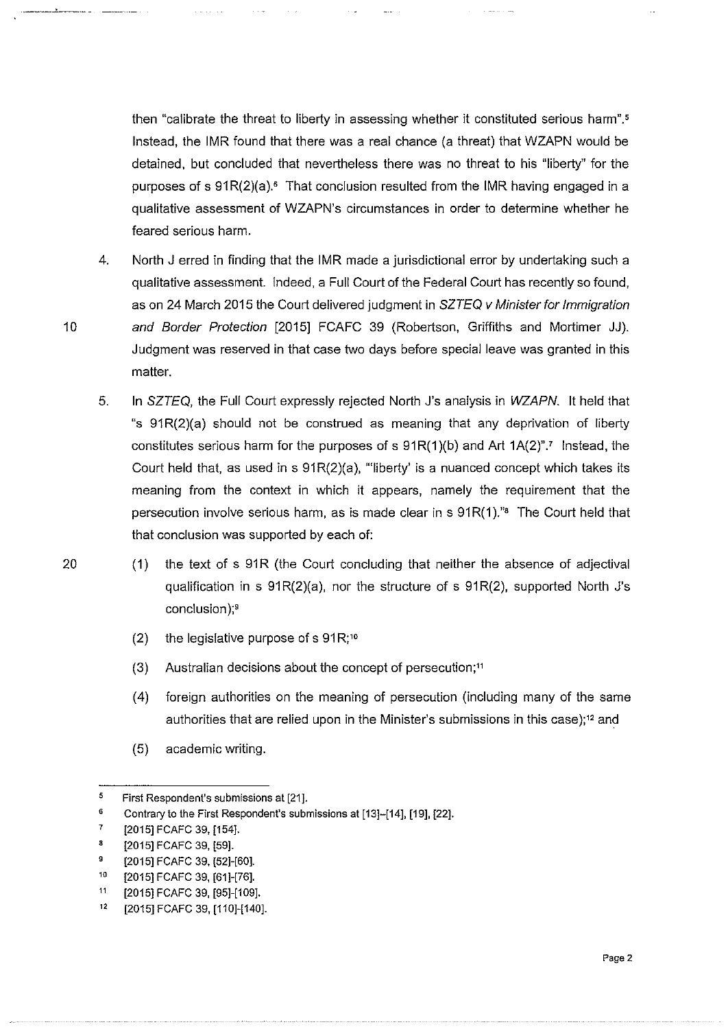then "calibrate the threat to liberty in assessing whether it constituted serious harm".[5] Instead, the IMR found that there was a real chance (a threat) that WZAPN would be detained, but concluded that nevertheless there was no threat to his "liberty" for the purposes of s 91R(2)(a).[6] That conclusion resulted from the IMR having engaged in a qualitative assessment of WZAPN's circumstances in order to determine whether he feared serious harm.

4. North J erred in finding that the IMR made a jurisdictional error by undertaking such a qualitative assessment. Indeed, a Full Court of the Federal Court has recently so found, as on 24 March 2015 the Court delivered judgment in *SZTEQ v Minister for Immigration and Border Protection* [2015] FCAFC 39 (Robertson, Griffiths and Mortimer JJ). Judgment was reserved in that case two days before special leave was granted in this matter.

5. In *SZTEQ*, the Full Court expressly rejected North J's analysis in *WZAPN*. It held that "s 91R(2)(a) should not be construed as meaning that any deprivation of liberty constitutes serious harm for the purposes of s 91R(1)(b) and Art 1A(2)".[7] Instead, the Court held that, as used in s 91R(2)(a), "'liberty' is a nuanced concept which takes its meaning from the context in which it appears, namely the requirement that the persecution involve serious harm, as is made clear in s 91R(1)."[8] The Court held that that conclusion was supported by each of:

   (1) the text of s 91R (the Court concluding that neither the absence of adjectival qualification in s 91R(2)(a), nor the structure of s 91R(2), supported North J's conclusion);[9]

   (2) the legislative purpose of s 91R;[10]

   (3) Australian decisions about the concept of persecution;[11]

   (4) foreign authorities on the meaning of persecution (including many of the same authorities that are relied upon in the Minister's submissions in this case);[12] and

   (5) academic writing.

---

[5] First Respondent's submissions at [21].

[6] Contrary to the First Respondent's submissions at [13]-[14], [19], [22].

[7] [2015] FCAFC 39, [154].

[8] [2015] FCAFC 39, [59].

[9] [2015] FCAFC 39, [52]-[60].

[10] [2015] FCAFC 39, [61]-[76].

[11] [2015] FCAFC 39, [95]-[109].

[12] [2015] FCAFC 39, [110]-[140].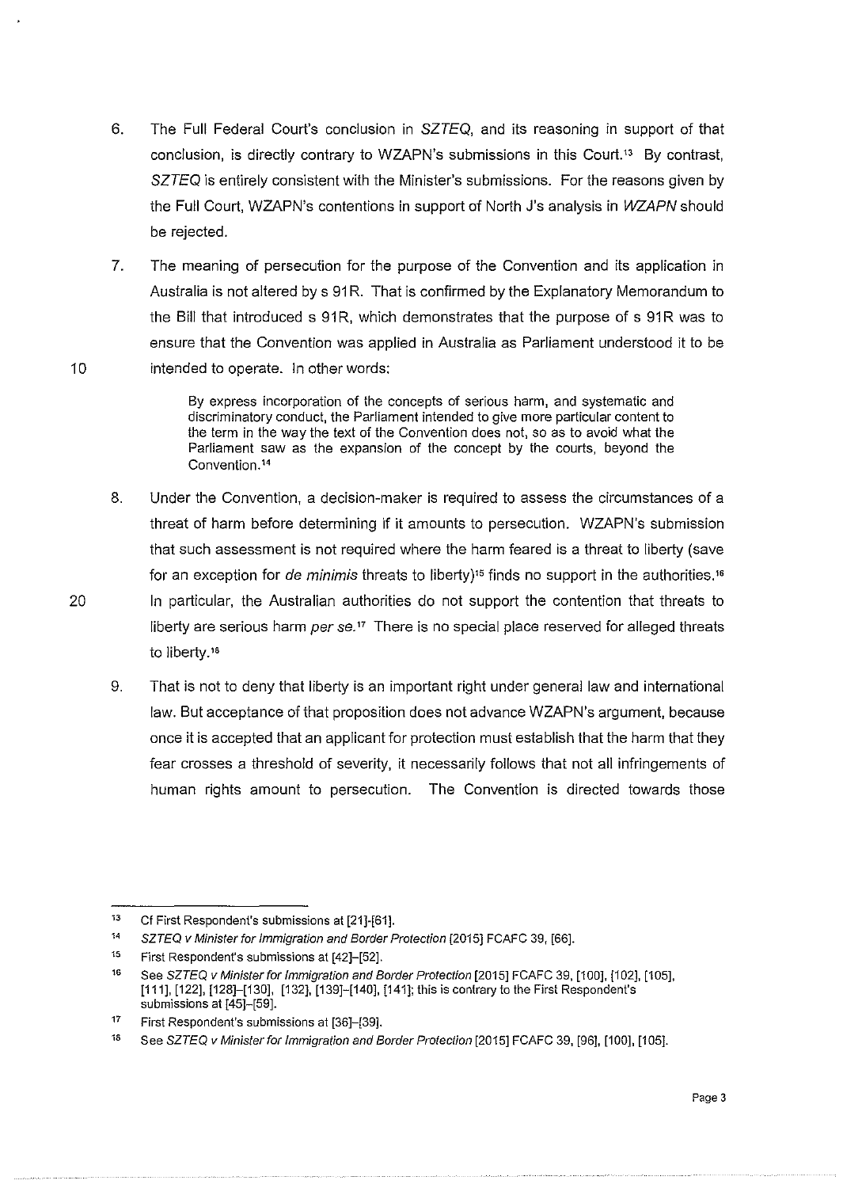6. The Full Federal Court's conclusion in *SZTEQ*, and its reasoning in support of that conclusion, is directly contrary to WZAPN's submissions in this Court.[13] By contrast, *SZTEQ* is entirely consistent with the Minister's submissions. For the reasons given by the Full Court, WZAPN's contentions in support of North J's analysis in *WZAPN* should be rejected.

7. The meaning of persecution for the purpose of the Convention and its application in Australia is not altered by s 91R. That is confirmed by the Explanatory Memorandum to the Bill that introduced s 91R, which demonstrates that the purpose of s 91R was to ensure that the Convention was applied in Australia as Parliament understood it to be intended to operate. In other words:

> By express incorporation of the concepts of serious harm, and systematic and discriminatory conduct, the Parliament intended to give more particular content to the term in the way the text of the Convention does not, so as to avoid what the Parliament saw as the expansion of the concept by the courts, beyond the Convention.[14]

8. Under the Convention, a decision-maker is required to assess the circumstances of a threat of harm before determining if it amounts to persecution. WZAPN's submission that such assessment is not required where the harm feared is a threat to liberty (save for an exception for *de minimis* threats to liberty)[15] finds no support in the authorities.[16] In particular, the Australian authorities do not support the contention that threats to liberty are serious harm *per se*.[17] There is no special place reserved for alleged threats to liberty.[18]

9. That is not to deny that liberty is an important right under general law and international law. But acceptance of that proposition does not advance WZAPN's argument, because once it is accepted that an applicant for protection must establish that the harm that they fear crosses a threshold of severity, it necessarily follows that not all infringements of human rights amount to persecution. The Convention is directed towards those

---

[13] Cf First Respondent's submissions at [21]-[61].

[14] *SZTEQ v Minister for Immigration and Border Protection* [2015] FCAFC 39, [66].

[15] First Respondent's submissions at [42]–[52].

[16] See *SZTEQ v Minister for Immigration and Border Protection* [2015] FCAFC 39, [100], [102], [105], [111], [122], [128]–[130], [132], [139]–[140], [141]; this is contrary to the First Respondent's submissions at [45]–[59].

[17] First Respondent's submissions at [36]–[39].

[18] See *SZTEQ v Minister for Immigration and Border Protection* [2015] FCAFC 39, [96], [100], [105].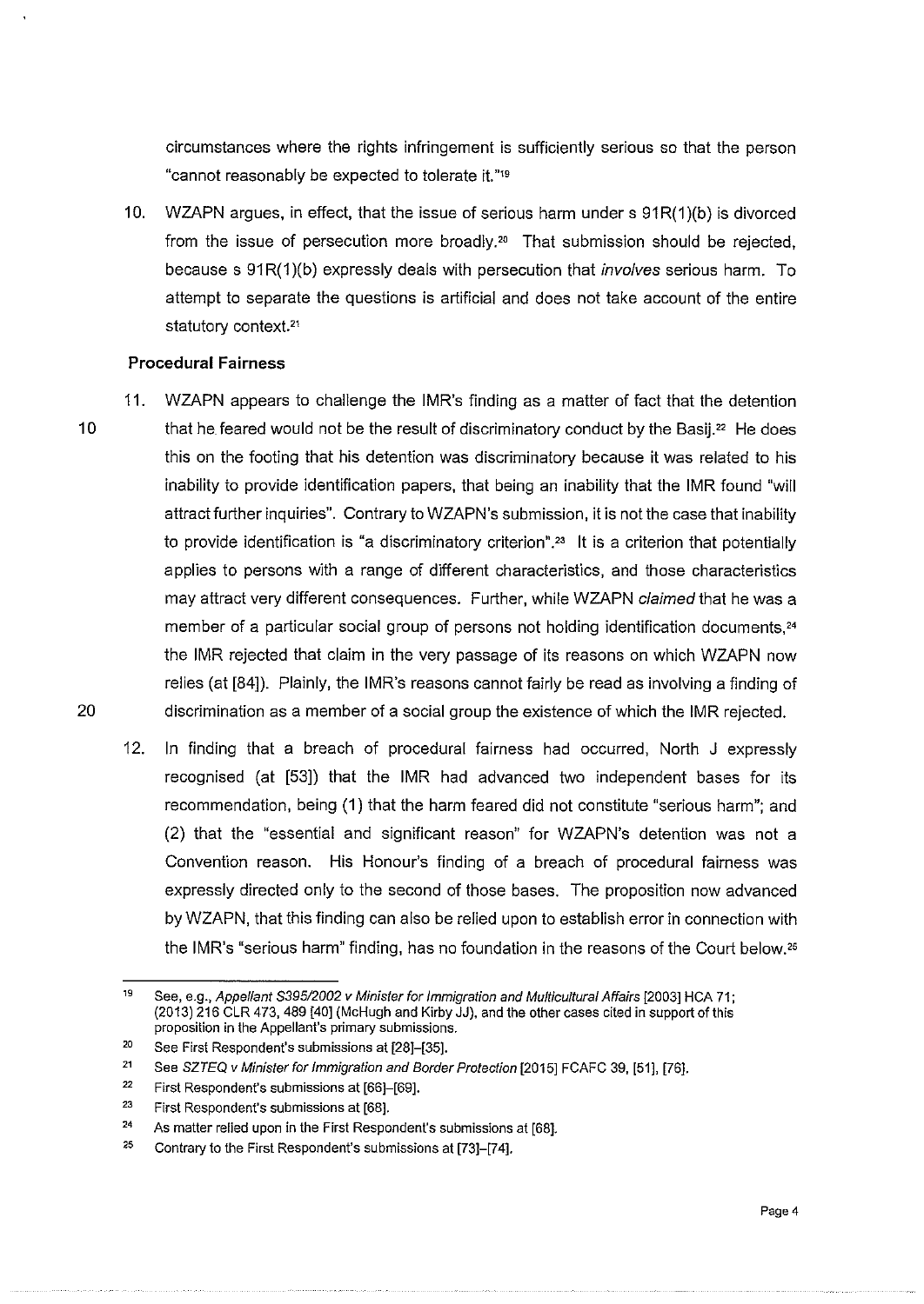circumstances where the rights infringement is sufficiently serious so that the person "cannot reasonably be expected to tolerate it."[19]

10. WZAPN argues, in effect, that the issue of serious harm under s 91R(1)(b) is divorced from the issue of persecution more broadly.[20] That submission should be rejected, because s 91R(1)(b) expressly deals with persecution that *involves* serious harm. To attempt to separate the questions is artificial and does not take account of the entire statutory context.[21]

### Procedural Fairness

11. WZAPN appears to challenge the IMR's finding as a matter of fact that the detention that he feared would not be the result of discriminatory conduct by the Basij.[22] He does this on the footing that his detention was discriminatory because it was related to his inability to provide identification papers, that being an inability that the IMR found "will attract further inquiries". Contrary to WZAPN's submission, it is not the case that inability to provide identification is "a discriminatory criterion".[23] It is a criterion that potentially applies to persons with a range of different characteristics, and those characteristics may attract very different consequences. Further, while WZAPN *claimed* that he was a member of a particular social group of persons not holding identification documents,[24] the IMR rejected that claim in the very passage of its reasons on which WZAPN now relies (at [84]). Plainly, the IMR's reasons cannot fairly be read as involving a finding of discrimination as a member of a social group the existence of which the IMR rejected.

12. In finding that a breach of procedural fairness had occurred, North J expressly recognised (at [53]) that the IMR had advanced two independent bases for its recommendation, being (1) that the harm feared did not constitute "serious harm"; and (2) that the "essential and significant reason" for WZAPN's detention was not a Convention reason. His Honour's finding of a breach of procedural fairness was expressly directed only to the second of those bases. The proposition now advanced by WZAPN, that this finding can also be relied upon to establish error in connection with the IMR's "serious harm" finding, has no foundation in the reasons of the Court below.[25]

---

[19] See, e.g., *Appellant S395/2002 v Minister for Immigration and Multicultural Affairs* [2003] HCA 71; (2013) 216 CLR 473, 489 [40] (McHugh and Kirby JJ), and the other cases cited in support of this proposition in the Appellant's primary submissions.

[20] See First Respondent's submissions at [28]–[35].

[21] See *SZTEQ v Minister for Immigration and Border Protection* [2015] FCAFC 39, [51], [76].

[22] First Respondent's submissions at [66]–[69].

[23] First Respondent's submissions at [68].

[24] As matter relied upon in the First Respondent's submissions at [68].

[25] Contrary to the First Respondent's submissions at [73]–[74].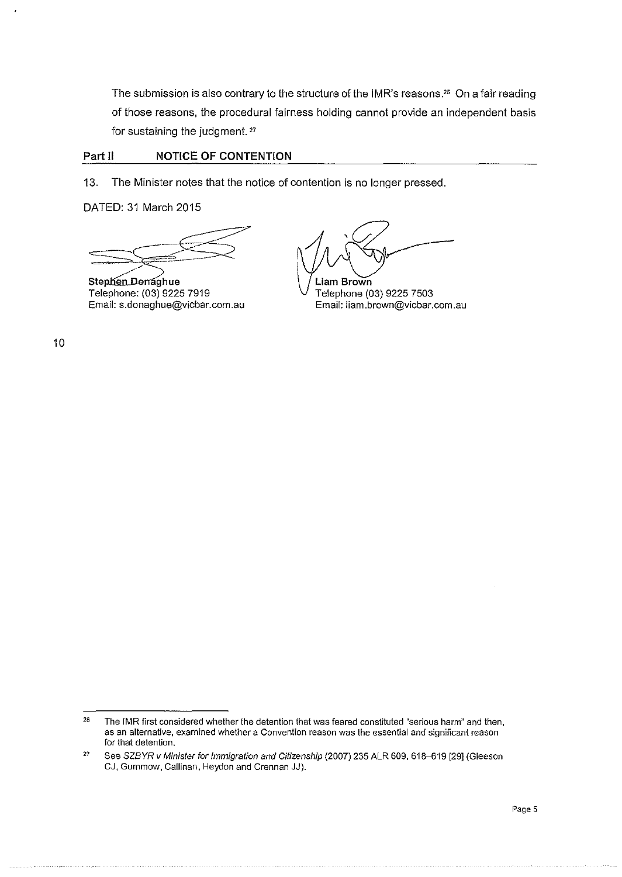The submission is also contrary to the structure of the IMR's reasons.[26] On a fair reading of those reasons, the procedural fairness holding cannot provide an independent basis for sustaining the judgment.[27]

## Part II NOTICE OF CONTENTION

13. The Minister notes that the notice of contention is no longer pressed.

DATED: 31 March 2015

**Stephen Donaghue**
Telephone: (03) 9225 7919
Email: s.donaghue@vicbar.com.au

**Liam Brown**
Telephone (03) 9225 7503
Email: liam.brown@vicbar.com.au

---

[26] The IMR first considered whether the detention that was feared constituted "serious harm" and then, as an alternative, examined whether a Convention reason was the essential and significant reason for that detention.

[27] See *SZBYR v Minister for Immigration and Citizenship* (2007) 235 ALR 609, 618–619 [29] (Gleeson CJ, Gummow, Callinan, Heydon and Crennan JJ).